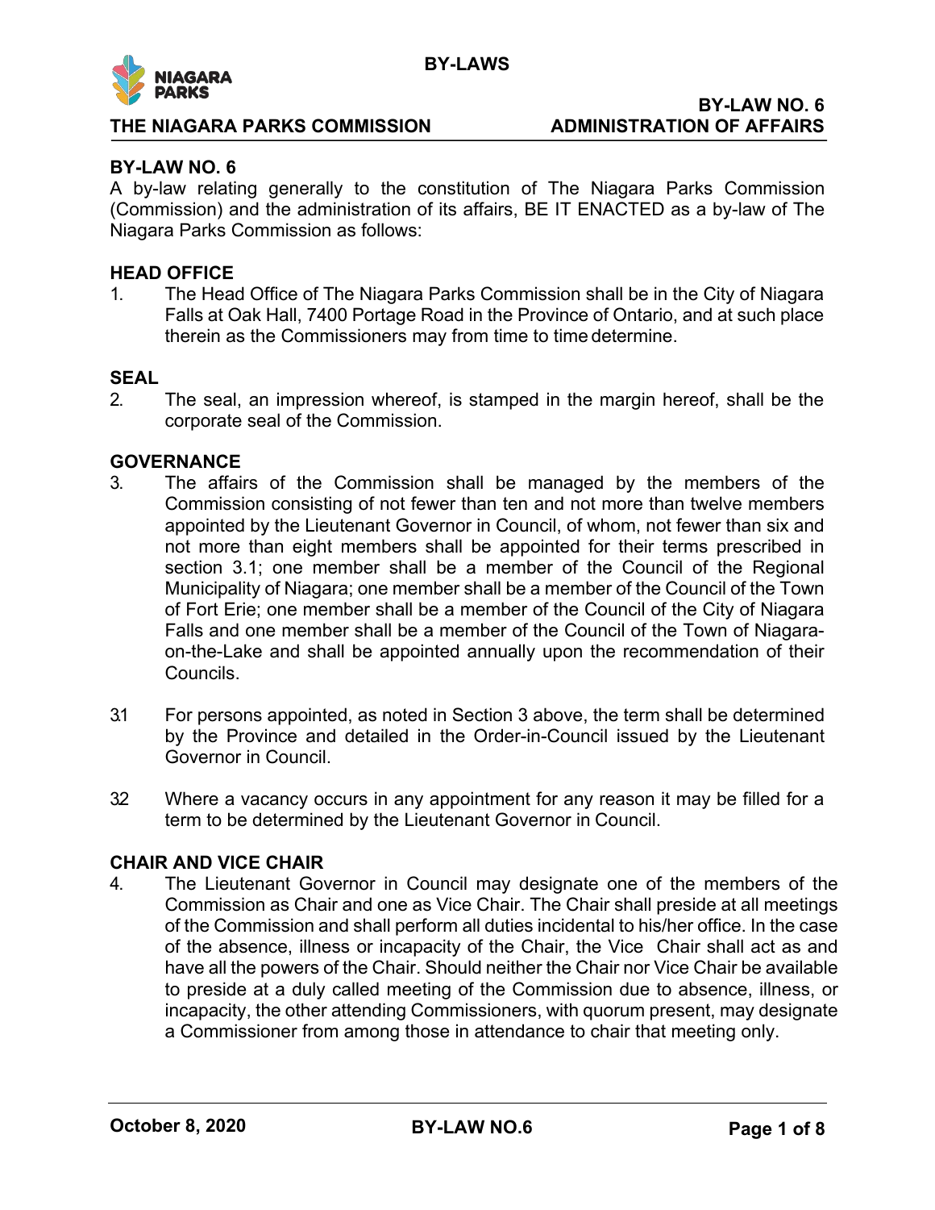## BY-LAW NO. 6

A by-law relating generally to the constitution of The Niagara Parks Commission (Commission) and the administration of its affairs, BE IT ENACTED as a by-law of The Niagara Parks Commission as follows:

### HEAD OFFICE

1. The Head Office of The Niagara Parks Commission shall be in the City of Niagara Falls at Oak Hall, 7400 Portage Road in the Province of Ontario, and at such place therein as the Commissioners may from time to time determine.

### SEAL

2. The seal, an impression whereof, is stamped in the margin hereof, shall be the corporate seal of the Commission.

### GOVERNANCE

3. The affairs of the Commission shall be managed by the members of the Commission consisting of not fewer than ten and not more than twelve members appointed by the Lieutenant Governor in Council, of whom, not fewer than six and not more than eight members shall be appointed for their terms prescribed in section 3.1; one member shall be a member of the Council of the Regional Municipality of Niagara; one member shall be a member of the Council of the Town of Fort Erie; one member shall be a member of the Council of the City of Niagara Falls and one member shall be a member of the Council of the Town of Niagara-on-the-Lake and shall be appointed annually upon the recommendation of their Councils.

3.1 For persons appointed, as noted in Section 3 above, the term shall be determined by the Province and detailed in the Order-in-Council issued by the Lieutenant Governor in Council.

3.2 Where a vacancy occurs in any appointment for any reason it may be filled for a term to be determined by the Lieutenant Governor in Council.

### CHAIR AND VICE CHAIR

4. The Lieutenant Governor in Council may designate one of the members of the Commission as Chair and one as Vice Chair. The Chair shall preside at all meetings of the Commission and shall perform all duties incidental to his/her office. In the case of the absence, illness or incapacity of the Chair, the Vice Chair shall act as and have all the powers of the Chair. Should neither the Chair nor Vice Chair be available to preside at a duly called meeting of the Commission due to absence, illness, or incapacity, the other attending Commissioners, with quorum present, may designate a Commissioner from among those in attendance to chair that meeting only.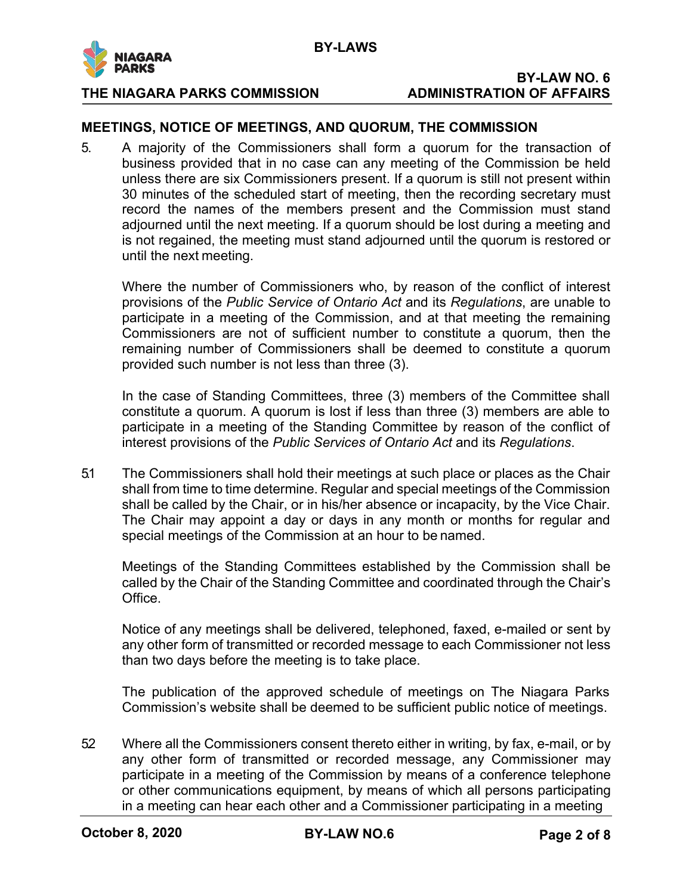## MEETINGS, NOTICE OF MEETINGS, AND QUORUM, THE COMMISSION

5. A majority of the Commissioners shall form a quorum for the transaction of business provided that in no case can any meeting of the Commission be held unless there are six Commissioners present. If a quorum is still not present within 30 minutes of the scheduled start of meeting, then the recording secretary must record the names of the members present and the Commission must stand adjourned until the next meeting. If a quorum should be lost during a meeting and is not regained, the meeting must stand adjourned until the quorum is restored or until the next meeting.

   Where the number of Commissioners who, by reason of the conflict of interest provisions of the *Public Service of Ontario Act* and its *Regulations*, are unable to participate in a meeting of the Commission, and at that meeting the remaining Commissioners are not of sufficient number to constitute a quorum, then the remaining number of Commissioners shall be deemed to constitute a quorum provided such number is not less than three (3).

   In the case of Standing Committees, three (3) members of the Committee shall constitute a quorum. A quorum is lost if less than three (3) members are able to participate in a meeting of the Standing Committee by reason of the conflict of interest provisions of the *Public Services of Ontario Act* and its *Regulations*.

5.1 The Commissioners shall hold their meetings at such place or places as the Chair shall from time to time determine. Regular and special meetings of the Commission shall be called by the Chair, or in his/her absence or incapacity, by the Vice Chair. The Chair may appoint a day or days in any month or months for regular and special meetings of the Commission at an hour to be named.

   Meetings of the Standing Committees established by the Commission shall be called by the Chair of the Standing Committee and coordinated through the Chair's Office.

   Notice of any meetings shall be delivered, telephoned, faxed, e-mailed or sent by any other form of transmitted or recorded message to each Commissioner not less than two days before the meeting is to take place.

   The publication of the approved schedule of meetings on The Niagara Parks Commission's website shall be deemed to be sufficient public notice of meetings.

5.2 Where all the Commissioners consent thereto either in writing, by fax, e-mail, or by any other form of transmitted or recorded message, any Commissioner may participate in a meeting of the Commission by means of a conference telephone or other communications equipment, by means of which all persons participating in a meeting can hear each other and a Commissioner participating in a meeting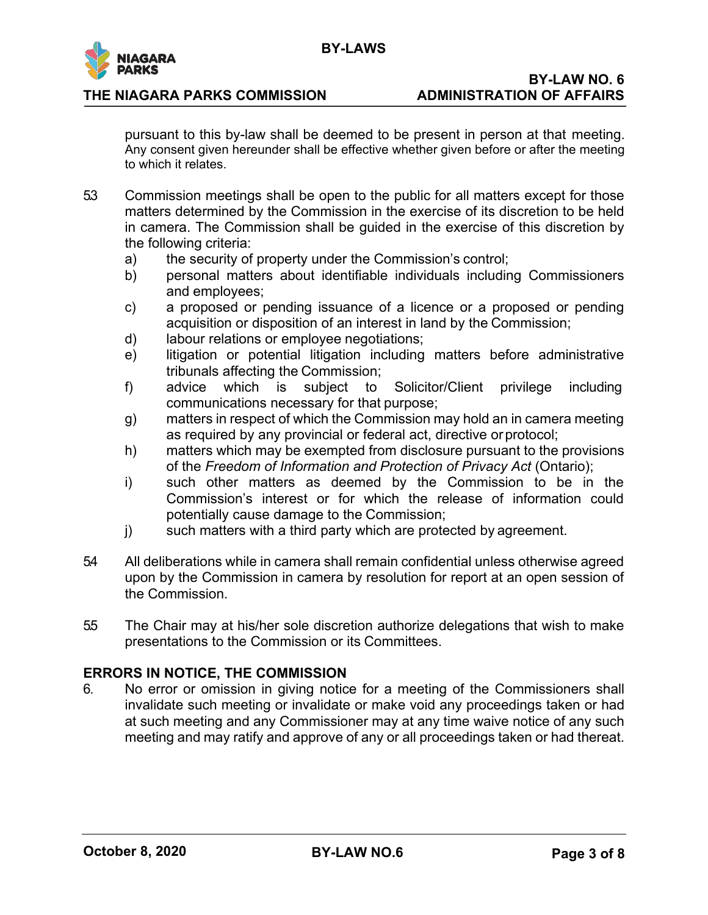pursuant to this by-law shall be deemed to be present in person at that meeting. Any consent given hereunder shall be effective whether given before or after the meeting to which it relates.

5.3 Commission meetings shall be open to the public for all matters except for those matters determined by the Commission in the exercise of its discretion to be held in camera. The Commission shall be guided in the exercise of this discretion by the following criteria:
   a) the security of property under the Commission's control;
   b) personal matters about identifiable individuals including Commissioners and employees;
   c) a proposed or pending issuance of a licence or a proposed or pending acquisition or disposition of an interest in land by the Commission;
   d) labour relations or employee negotiations;
   e) litigation or potential litigation including matters before administrative tribunals affecting the Commission;
   f) advice which is subject to Solicitor/Client privilege including communications necessary for that purpose;
   g) matters in respect of which the Commission may hold an in camera meeting as required by any provincial or federal act, directive or protocol;
   h) matters which may be exempted from disclosure pursuant to the provisions of the *Freedom of Information and Protection of Privacy Act* (Ontario);
   i) such other matters as deemed by the Commission to be in the Commission's interest or for which the release of information could potentially cause damage to the Commission;
   j) such matters with a third party which are protected by agreement.

5.4 All deliberations while in camera shall remain confidential unless otherwise agreed upon by the Commission in camera by resolution for report at an open session of the Commission.

5.5 The Chair may at his/her sole discretion authorize delegations that wish to make presentations to the Commission or its Committees.

**ERRORS IN NOTICE, THE COMMISSION**

6. No error or omission in giving notice for a meeting of the Commissioners shall invalidate such meeting or invalidate or make void any proceedings taken or had at such meeting and any Commissioner may at any time waive notice of any such meeting and may ratify and approve of any or all proceedings taken or had thereat.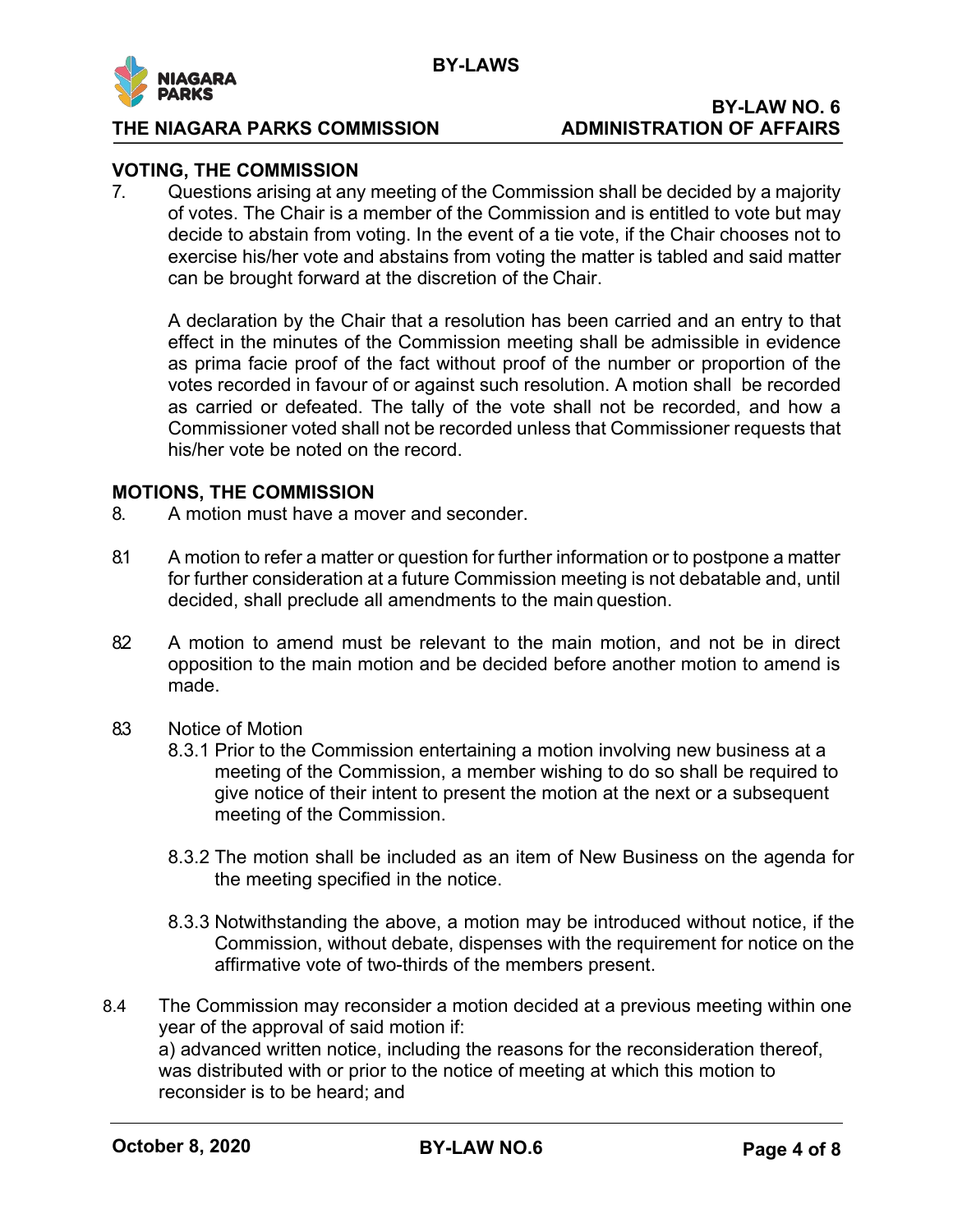## VOTING, THE COMMISSION

7. Questions arising at any meeting of the Commission shall be decided by a majority of votes. The Chair is a member of the Commission and is entitled to vote but may decide to abstain from voting. In the event of a tie vote, if the Chair chooses not to exercise his/her vote and abstains from voting the matter is tabled and said matter can be brought forward at the discretion of the Chair.

   A declaration by the Chair that a resolution has been carried and an entry to that effect in the minutes of the Commission meeting shall be admissible in evidence as prima facie proof of the fact without proof of the number or proportion of the votes recorded in favour of or against such resolution. A motion shall be recorded as carried or defeated. The tally of the vote shall not be recorded, and how a Commissioner voted shall not be recorded unless that Commissioner requests that his/her vote be noted on the record.

## MOTIONS, THE COMMISSION

8. A motion must have a mover and seconder.

8.1 A motion to refer a matter or question for further information or to postpone a matter for further consideration at a future Commission meeting is not debatable and, until decided, shall preclude all amendments to the main question.

8.2 A motion to amend must be relevant to the main motion, and not be in direct opposition to the main motion and be decided before another motion to amend is made.

8.3 Notice of Motion

8.3.1 Prior to the Commission entertaining a motion involving new business at a meeting of the Commission, a member wishing to do so shall be required to give notice of their intent to present the motion at the next or a subsequent meeting of the Commission.

8.3.2 The motion shall be included as an item of New Business on the agenda for the meeting specified in the notice.

8.3.3 Notwithstanding the above, a motion may be introduced without notice, if the Commission, without debate, dispenses with the requirement for notice on the affirmative vote of two-thirds of the members present.

8.4 The Commission may reconsider a motion decided at a previous meeting within one year of the approval of said motion if:
a) advanced written notice, including the reasons for the reconsideration thereof, was distributed with or prior to the notice of meeting at which this motion to reconsider is to be heard; and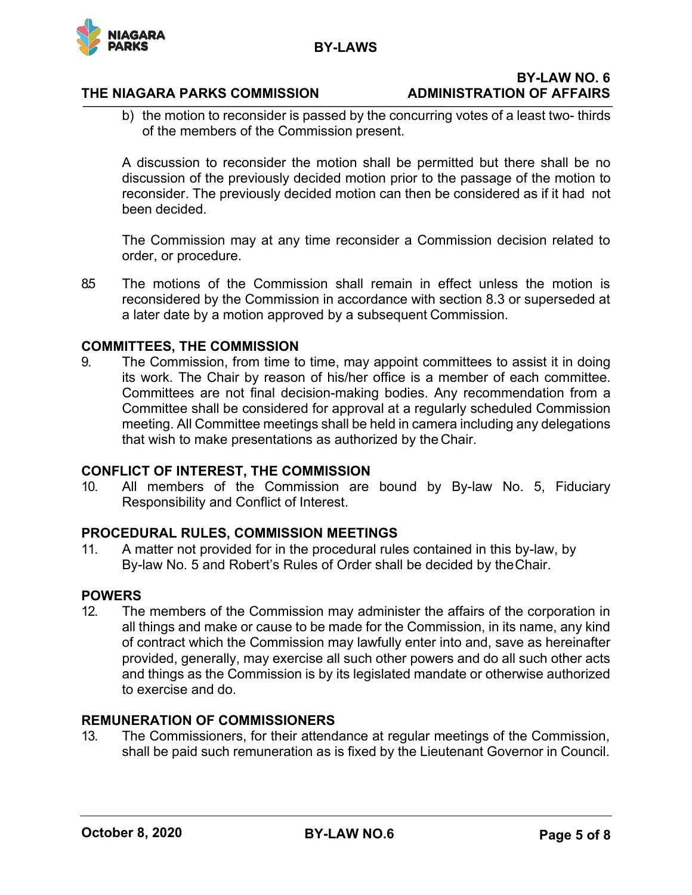b) the motion to reconsider is passed by the concurring votes of a least two- thirds of the members of the Commission present.

A discussion to reconsider the motion shall be permitted but there shall be no discussion of the previously decided motion prior to the passage of the motion to reconsider. The previously decided motion can then be considered as if it had not been decided.

The Commission may at any time reconsider a Commission decision related to order, or procedure.

8.5 The motions of the Commission shall remain in effect unless the motion is reconsidered by the Commission in accordance with section 8.3 or superseded at a later date by a motion approved by a subsequent Commission.

## COMMITTEES, THE COMMISSION

9. The Commission, from time to time, may appoint committees to assist it in doing its work. The Chair by reason of his/her office is a member of each committee. Committees are not final decision-making bodies. Any recommendation from a Committee shall be considered for approval at a regularly scheduled Commission meeting. All Committee meetings shall be held in camera including any delegations that wish to make presentations as authorized by the Chair.

## CONFLICT OF INTEREST, THE COMMISSION

10. All members of the Commission are bound by By-law No. 5, Fiduciary Responsibility and Conflict of Interest.

## PROCEDURAL RULES, COMMISSION MEETINGS

11. A matter not provided for in the procedural rules contained in this by-law, by By-law No. 5 and Robert's Rules of Order shall be decided by the Chair.

## POWERS

12. The members of the Commission may administer the affairs of the corporation in all things and make or cause to be made for the Commission, in its name, any kind of contract which the Commission may lawfully enter into and, save as hereinafter provided, generally, may exercise all such other powers and do all such other acts and things as the Commission is by its legislated mandate or otherwise authorized to exercise and do.

## REMUNERATION OF COMMISSIONERS

13. The Commissioners, for their attendance at regular meetings of the Commission, shall be paid such remuneration as is fixed by the Lieutenant Governor in Council.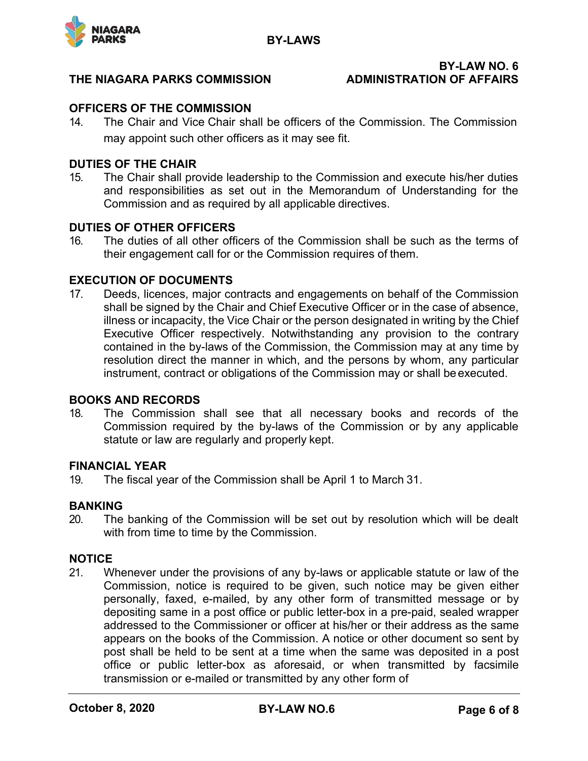### OFFICERS OF THE COMMISSION

14. The Chair and Vice Chair shall be officers of the Commission. The Commission may appoint such other officers as it may see fit.

### DUTIES OF THE CHAIR

15. The Chair shall provide leadership to the Commission and execute his/her duties and responsibilities as set out in the Memorandum of Understanding for the Commission and as required by all applicable directives.

### DUTIES OF OTHER OFFICERS

16. The duties of all other officers of the Commission shall be such as the terms of their engagement call for or the Commission requires of them.

### EXECUTION OF DOCUMENTS

17. Deeds, licences, major contracts and engagements on behalf of the Commission shall be signed by the Chair and Chief Executive Officer or in the case of absence, illness or incapacity, the Vice Chair or the person designated in writing by the Chief Executive Officer respectively. Notwithstanding any provision to the contrary contained in the by-laws of the Commission, the Commission may at any time by resolution direct the manner in which, and the persons by whom, any particular instrument, contract or obligations of the Commission may or shall be executed.

### BOOKS AND RECORDS

18. The Commission shall see that all necessary books and records of the Commission required by the by-laws of the Commission or by any applicable statute or law are regularly and properly kept.

### FINANCIAL YEAR

19. The fiscal year of the Commission shall be April 1 to March 31.

### BANKING

20. The banking of the Commission will be set out by resolution which will be dealt with from time to time by the Commission.

### NOTICE

21. Whenever under the provisions of any by-laws or applicable statute or law of the Commission, notice is required to be given, such notice may be given either personally, faxed, e-mailed, by any other form of transmitted message or by depositing same in a post office or public letter-box in a pre-paid, sealed wrapper addressed to the Commissioner or officer at his/her or their address as the same appears on the books of the Commission. A notice or other document so sent by post shall be held to be sent at a time when the same was deposited in a post office or public letter-box as aforesaid, or when transmitted by facsimile transmission or e-mailed or transmitted by any other form of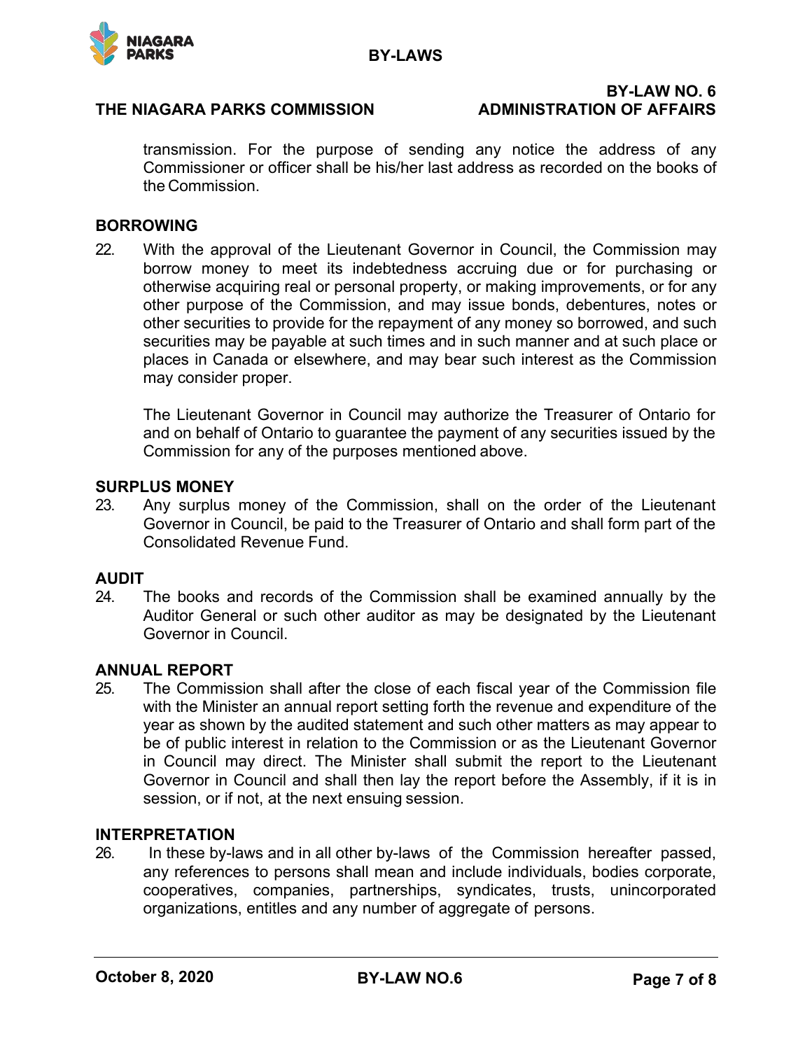transmission. For the purpose of sending any notice the address of any Commissioner or officer shall be his/her last address as recorded on the books of the Commission.

## BORROWING

22. With the approval of the Lieutenant Governor in Council, the Commission may borrow money to meet its indebtedness accruing due or for purchasing or otherwise acquiring real or personal property, or making improvements, or for any other purpose of the Commission, and may issue bonds, debentures, notes or other securities to provide for the repayment of any money so borrowed, and such securities may be payable at such times and in such manner and at such place or places in Canada or elsewhere, and may bear such interest as the Commission may consider proper.

    The Lieutenant Governor in Council may authorize the Treasurer of Ontario for and on behalf of Ontario to guarantee the payment of any securities issued by the Commission for any of the purposes mentioned above.

## SURPLUS MONEY

23. Any surplus money of the Commission, shall on the order of the Lieutenant Governor in Council, be paid to the Treasurer of Ontario and shall form part of the Consolidated Revenue Fund.

## AUDIT

24. The books and records of the Commission shall be examined annually by the Auditor General or such other auditor as may be designated by the Lieutenant Governor in Council.

## ANNUAL REPORT

25. The Commission shall after the close of each fiscal year of the Commission file with the Minister an annual report setting forth the revenue and expenditure of the year as shown by the audited statement and such other matters as may appear to be of public interest in relation to the Commission or as the Lieutenant Governor in Council may direct. The Minister shall submit the report to the Lieutenant Governor in Council and shall then lay the report before the Assembly, if it is in session, or if not, at the next ensuing session.

## INTERPRETATION

26. In these by-laws and in all other by-laws of the Commission hereafter passed, any references to persons shall mean and include individuals, bodies corporate, cooperatives, companies, partnerships, syndicates, trusts, unincorporated organizations, entitles and any number of aggregate of persons.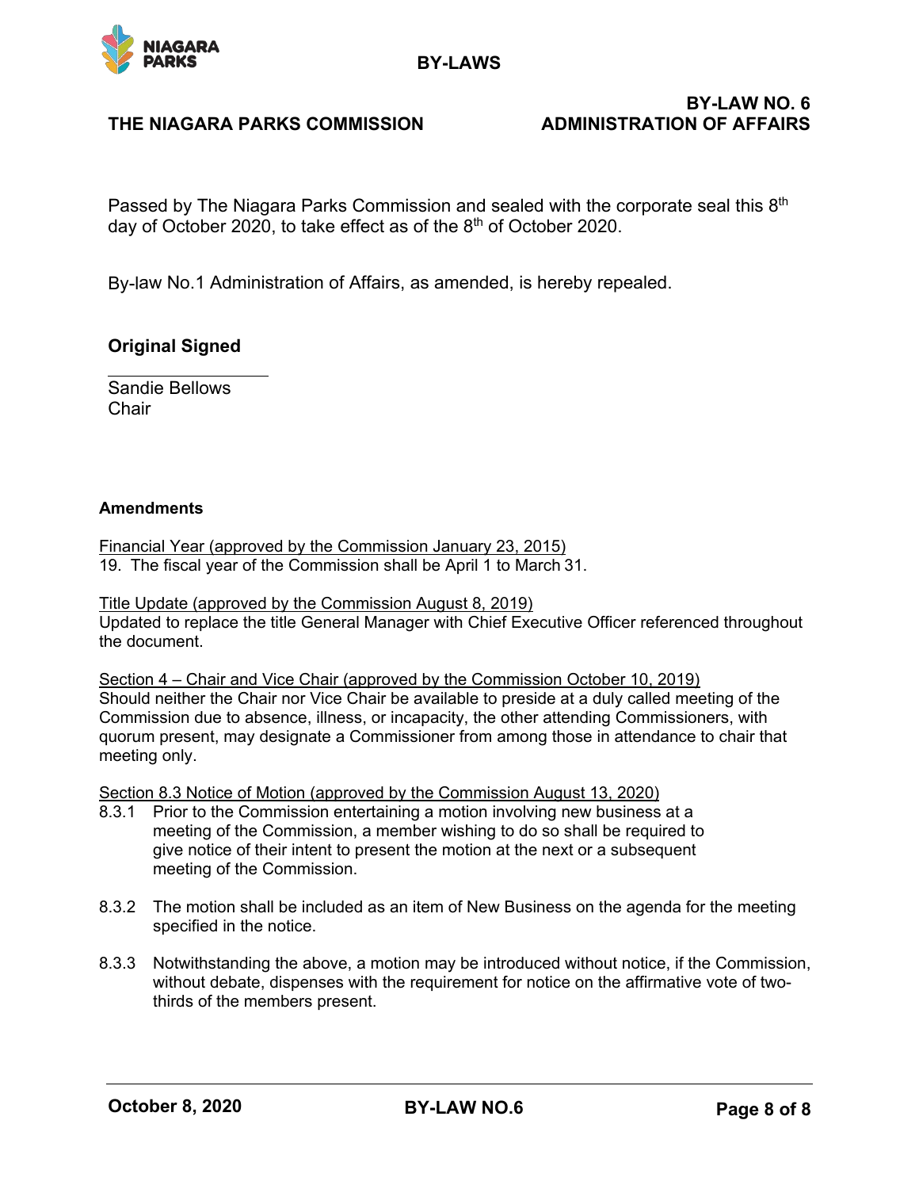Passed by The Niagara Parks Commission and sealed with the corporate seal this 8th day of October 2020, to take effect as of the 8th of October 2020.

By-law No.1 Administration of Affairs, as amended, is hereby repealed.

**Original Signed**

Sandie Bellows
Chair

**Amendments**

Financial Year (approved by the Commission January 23, 2015)
19. The fiscal year of the Commission shall be April 1 to March 31.

Title Update (approved by the Commission August 8, 2019)
Updated to replace the title General Manager with Chief Executive Officer referenced throughout the document.

Section 4 – Chair and Vice Chair (approved by the Commission October 10, 2019)
Should neither the Chair nor Vice Chair be available to preside at a duly called meeting of the Commission due to absence, illness, or incapacity, the other attending Commissioners, with quorum present, may designate a Commissioner from among those in attendance to chair that meeting only.

Section 8.3 Notice of Motion (approved by the Commission August 13, 2020)

8.3.1 Prior to the Commission entertaining a motion involving new business at a meeting of the Commission, a member wishing to do so shall be required to give notice of their intent to present the motion at the next or a subsequent meeting of the Commission.

8.3.2 The motion shall be included as an item of New Business on the agenda for the meeting specified in the notice.

8.3.3 Notwithstanding the above, a motion may be introduced without notice, if the Commission, without debate, dispenses with the requirement for notice on the affirmative vote of two-thirds of the members present.